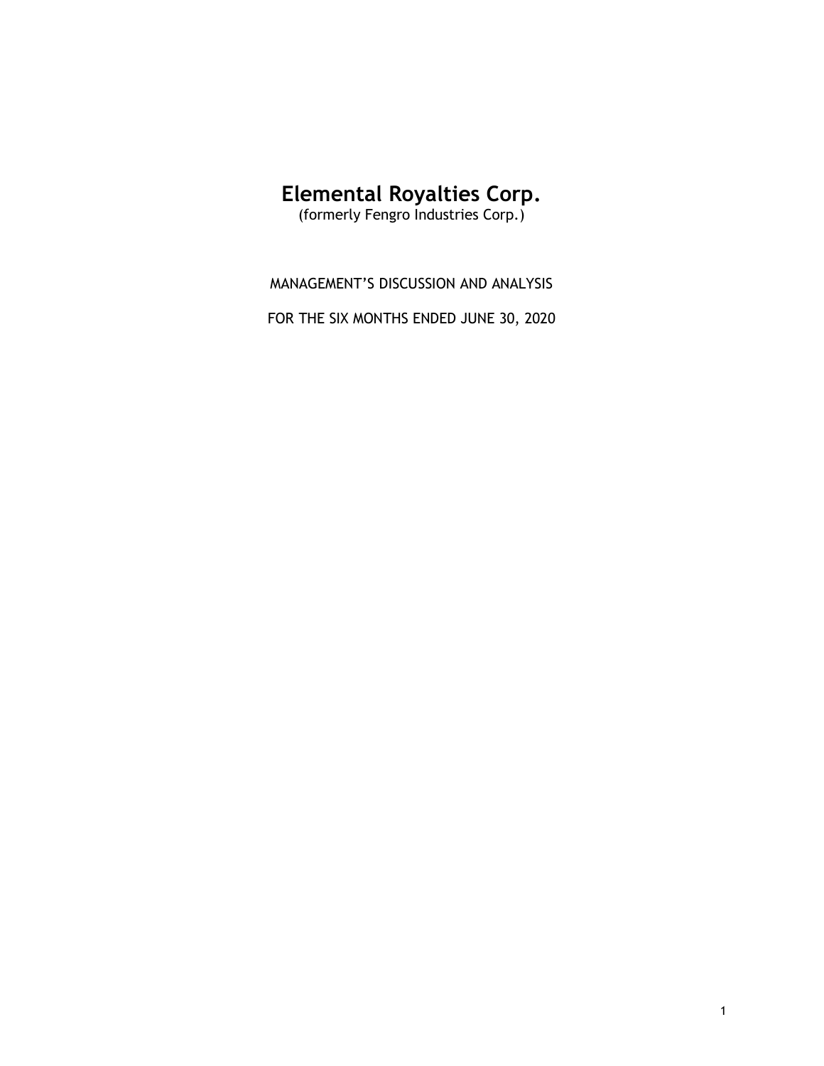# Elemental Royalties Corp.

(formerly Fengro Industries Corp.)

MANAGEMENT'S DISCUSSION AND ANALYSIS

FOR THE SIX MONTHS ENDED JUNE 30, 2020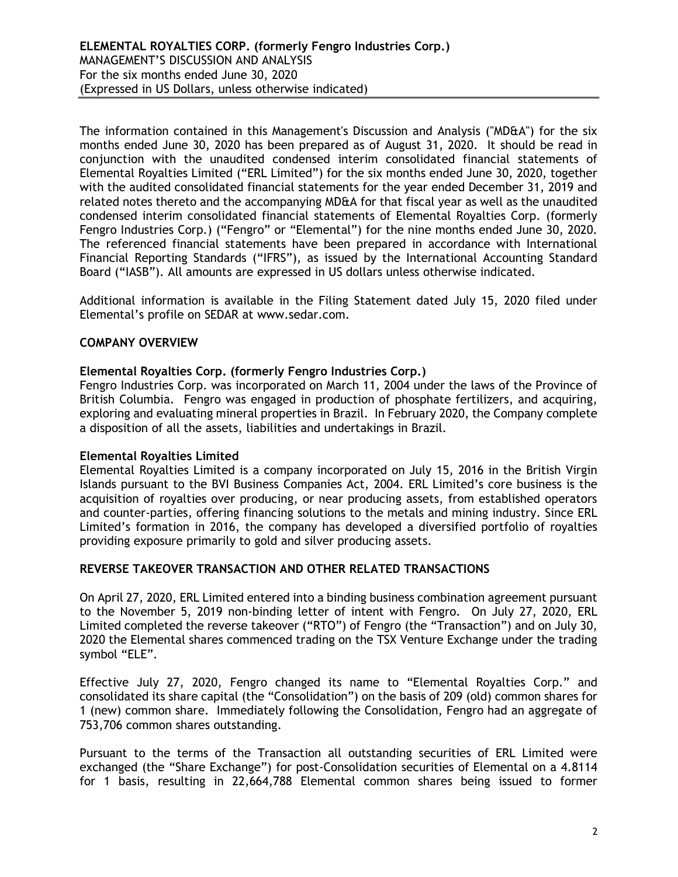The information contained in this Management's Discussion and Analysis ("MD&A") for the six months ended June 30, 2020 has been prepared as of August 31, 2020. It should be read in conjunction with the unaudited condensed interim consolidated financial statements of Elemental Royalties Limited ("ERL Limited") for the six months ended June 30, 2020, together with the audited consolidated financial statements for the year ended December 31, 2019 and related notes thereto and the accompanying MD&A for that fiscal year as well as the unaudited condensed interim consolidated financial statements of Elemental Royalties Corp. (formerly Fengro Industries Corp.) ("Fengro" or "Elemental") for the nine months ended June 30, 2020. The referenced financial statements have been prepared in accordance with International Financial Reporting Standards ("IFRS"), as issued by the International Accounting Standard Board ("IASB"). All amounts are expressed in US dollars unless otherwise indicated.

Additional information is available in the Filing Statement dated July 15, 2020 filed under Elemental's profile on SEDAR at www.sedar.com.

## COMPANY OVERVIEW

### Elemental Royalties Corp. (formerly Fengro Industries Corp.)

Fengro Industries Corp. was incorporated on March 11, 2004 under the laws of the Province of British Columbia. Fengro was engaged in production of phosphate fertilizers, and acquiring, exploring and evaluating mineral properties in Brazil. In February 2020, the Company complete a disposition of all the assets, liabilities and undertakings in Brazil.

### Elemental Royalties Limited

Elemental Royalties Limited is a company incorporated on July 15, 2016 in the British Virgin Islands pursuant to the BVI Business Companies Act, 2004. ERL Limited's core business is the acquisition of royalties over producing, or near producing assets, from established operators and counter-parties, offering financing solutions to the metals and mining industry. Since ERL Limited's formation in 2016, the company has developed a diversified portfolio of royalties providing exposure primarily to gold and silver producing assets.

## REVERSE TAKEOVER TRANSACTION AND OTHER RELATED TRANSACTIONS

On April 27, 2020, ERL Limited entered into a binding business combination agreement pursuant to the November 5, 2019 non-binding letter of intent with Fengro. On July 27, 2020, ERL Limited completed the reverse takeover ("RTO") of Fengro (the "Transaction") and on July 30, 2020 the Elemental shares commenced trading on the TSX Venture Exchange under the trading symbol "ELE".

Effective July 27, 2020, Fengro changed its name to "Elemental Royalties Corp." and consolidated its share capital (the "Consolidation") on the basis of 209 (old) common shares for 1 (new) common share. Immediately following the Consolidation, Fengro had an aggregate of 753,706 common shares outstanding.

Pursuant to the terms of the Transaction all outstanding securities of ERL Limited were exchanged (the "Share Exchange") for post-Consolidation securities of Elemental on a 4.8114 for 1 basis, resulting in 22,664,788 Elemental common shares being issued to former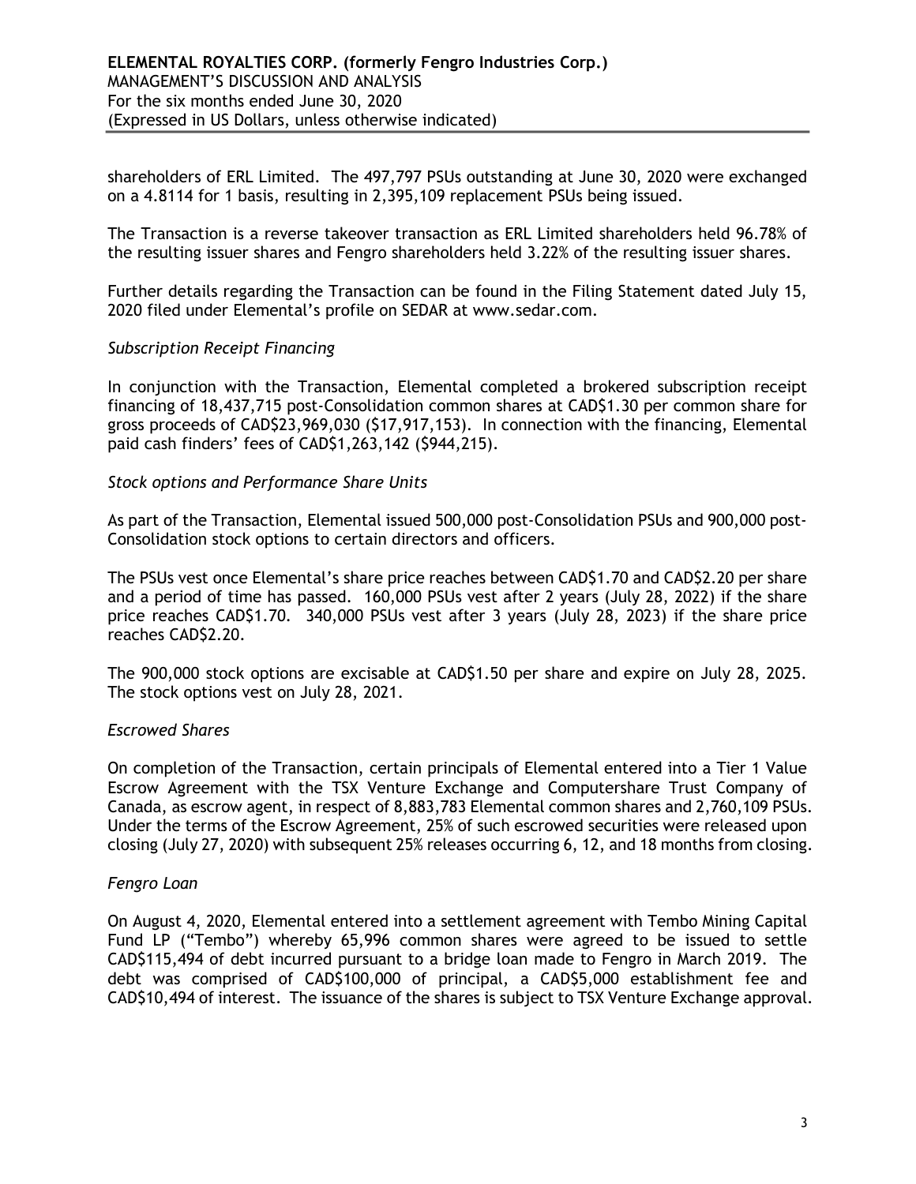shareholders of ERL Limited. The 497,797 PSUs outstanding at June 30, 2020 were exchanged on a 4.8114 for 1 basis, resulting in 2,395,109 replacement PSUs being issued.

The Transaction is a reverse takeover transaction as ERL Limited shareholders held 96.78% of the resulting issuer shares and Fengro shareholders held 3.22% of the resulting issuer shares.

Further details regarding the Transaction can be found in the Filing Statement dated July 15, 2020 filed under Elemental's profile on SEDAR at www.sedar.com.

*Subscription Receipt Financing*

In conjunction with the Transaction, Elemental completed a brokered subscription receipt financing of 18,437,715 post-Consolidation common shares at CAD$1.30 per common share for gross proceeds of CAD$23,969,030 ($17,917,153). In connection with the financing, Elemental paid cash finders' fees of CAD$1,263,142 ($944,215).

*Stock options and Performance Share Units*

As part of the Transaction, Elemental issued 500,000 post-Consolidation PSUs and 900,000 post-Consolidation stock options to certain directors and officers.

The PSUs vest once Elemental's share price reaches between CAD$1.70 and CAD$2.20 per share and a period of time has passed. 160,000 PSUs vest after 2 years (July 28, 2022) if the share price reaches CAD$1.70. 340,000 PSUs vest after 3 years (July 28, 2023) if the share price reaches CAD$2.20.

The 900,000 stock options are excisable at CAD$1.50 per share and expire on July 28, 2025. The stock options vest on July 28, 2021.

*Escrowed Shares*

On completion of the Transaction, certain principals of Elemental entered into a Tier 1 Value Escrow Agreement with the TSX Venture Exchange and Computershare Trust Company of Canada, as escrow agent, in respect of 8,883,783 Elemental common shares and 2,760,109 PSUs. Under the terms of the Escrow Agreement, 25% of such escrowed securities were released upon closing (July 27, 2020) with subsequent 25% releases occurring 6, 12, and 18 months from closing.

*Fengro Loan*

On August 4, 2020, Elemental entered into a settlement agreement with Tembo Mining Capital Fund LP ("Tembo") whereby 65,996 common shares were agreed to be issued to settle CAD$115,494 of debt incurred pursuant to a bridge loan made to Fengro in March 2019. The debt was comprised of CAD$100,000 of principal, a CAD$5,000 establishment fee and CAD$10,494 of interest. The issuance of the shares is subject to TSX Venture Exchange approval.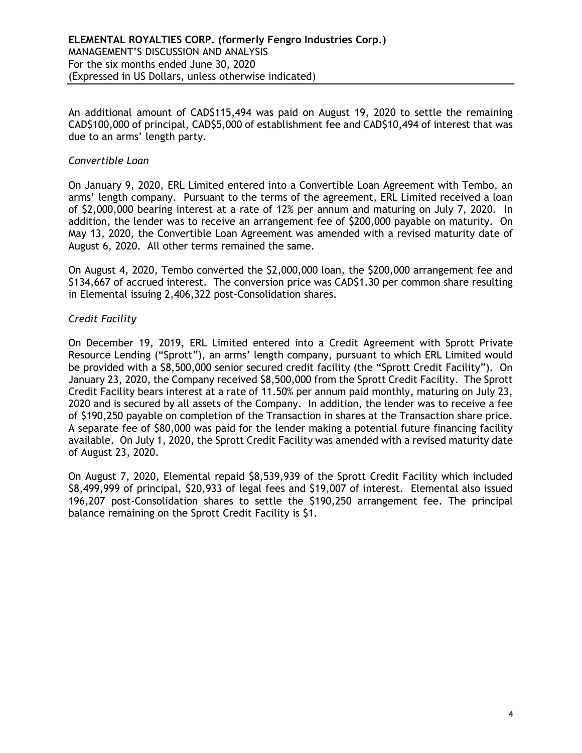An additional amount of CAD$115,494 was paid on August 19, 2020 to settle the remaining CAD$100,000 of principal, CAD$5,000 of establishment fee and CAD$10,494 of interest that was due to an arms' length party.

*Convertible Loan*

On January 9, 2020, ERL Limited entered into a Convertible Loan Agreement with Tembo, an arms' length company. Pursuant to the terms of the agreement, ERL Limited received a loan of $2,000,000 bearing interest at a rate of 12% per annum and maturing on July 7, 2020. In addition, the lender was to receive an arrangement fee of $200,000 payable on maturity. On May 13, 2020, the Convertible Loan Agreement was amended with a revised maturity date of August 6, 2020. All other terms remained the same.

On August 4, 2020, Tembo converted the $2,000,000 loan, the $200,000 arrangement fee and $134,667 of accrued interest. The conversion price was CAD$1.30 per common share resulting in Elemental issuing 2,406,322 post-Consolidation shares.

*Credit Facility*

On December 19, 2019, ERL Limited entered into a Credit Agreement with Sprott Private Resource Lending ("Sprott"), an arms' length company, pursuant to which ERL Limited would be provided with a $8,500,000 senior secured credit facility (the "Sprott Credit Facility"). On January 23, 2020, the Company received $8,500,000 from the Sprott Credit Facility. The Sprott Credit Facility bears interest at a rate of 11.50% per annum paid monthly, maturing on July 23, 2020 and is secured by all assets of the Company. In addition, the lender was to receive a fee of $190,250 payable on completion of the Transaction in shares at the Transaction share price. A separate fee of $80,000 was paid for the lender making a potential future financing facility available. On July 1, 2020, the Sprott Credit Facility was amended with a revised maturity date of August 23, 2020.

On August 7, 2020, Elemental repaid $8,539,939 of the Sprott Credit Facility which included $8,499,999 of principal, $20,933 of legal fees and $19,007 of interest. Elemental also issued 196,207 post-Consolidation shares to settle the $190,250 arrangement fee. The principal balance remaining on the Sprott Credit Facility is $1.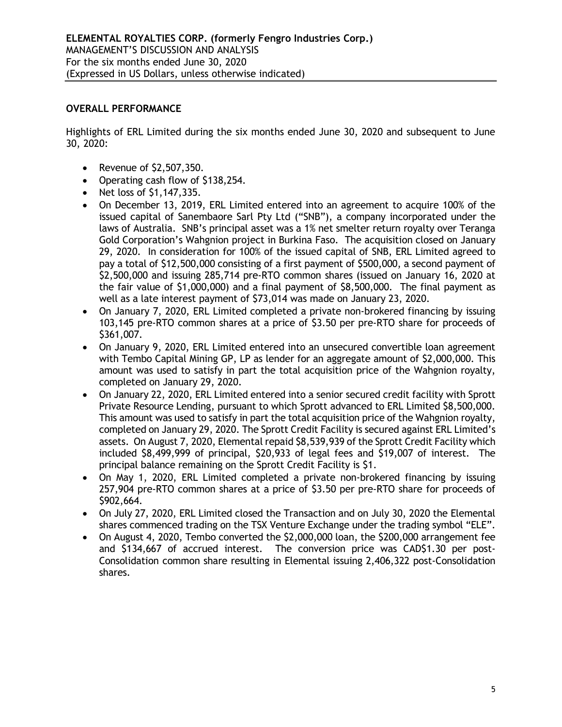## OVERALL PERFORMANCE

Highlights of ERL Limited during the six months ended June 30, 2020 and subsequent to June 30, 2020:

- Revenue of $2,507,350.
- Operating cash flow of $138,254.
- Net loss of $1,147,335.
- On December 13, 2019, ERL Limited entered into an agreement to acquire 100% of the issued capital of Sanembaore Sarl Pty Ltd ("SNB"), a company incorporated under the laws of Australia. SNB's principal asset was a 1% net smelter return royalty over Teranga Gold Corporation's Wahgnion project in Burkina Faso. The acquisition closed on January 29, 2020. In consideration for 100% of the issued capital of SNB, ERL Limited agreed to pay a total of $12,500,000 consisting of a first payment of $500,000, a second payment of $2,500,000 and issuing 285,714 pre-RTO common shares (issued on January 16, 2020 at the fair value of $1,000,000) and a final payment of $8,500,000. The final payment as well as a late interest payment of $73,014 was made on January 23, 2020.
- On January 7, 2020, ERL Limited completed a private non-brokered financing by issuing 103,145 pre-RTO common shares at a price of $3.50 per pre-RTO share for proceeds of $361,007.
- On January 9, 2020, ERL Limited entered into an unsecured convertible loan agreement with Tembo Capital Mining GP, LP as lender for an aggregate amount of $2,000,000. This amount was used to satisfy in part the total acquisition price of the Wahgnion royalty, completed on January 29, 2020.
- On January 22, 2020, ERL Limited entered into a senior secured credit facility with Sprott Private Resource Lending, pursuant to which Sprott advanced to ERL Limited $8,500,000. This amount was used to satisfy in part the total acquisition price of the Wahgnion royalty, completed on January 29, 2020. The Sprott Credit Facility is secured against ERL Limited's assets. On August 7, 2020, Elemental repaid $8,539,939 of the Sprott Credit Facility which included $8,499,999 of principal, $20,933 of legal fees and $19,007 of interest. The principal balance remaining on the Sprott Credit Facility is $1.
- On May 1, 2020, ERL Limited completed a private non-brokered financing by issuing 257,904 pre-RTO common shares at a price of $3.50 per pre-RTO share for proceeds of $902,664.
- On July 27, 2020, ERL Limited closed the Transaction and on July 30, 2020 the Elemental shares commenced trading on the TSX Venture Exchange under the trading symbol "ELE".
- On August 4, 2020, Tembo converted the $2,000,000 loan, the $200,000 arrangement fee and $134,667 of accrued interest. The conversion price was CAD$1.30 per post-Consolidation common share resulting in Elemental issuing 2,406,322 post-Consolidation shares.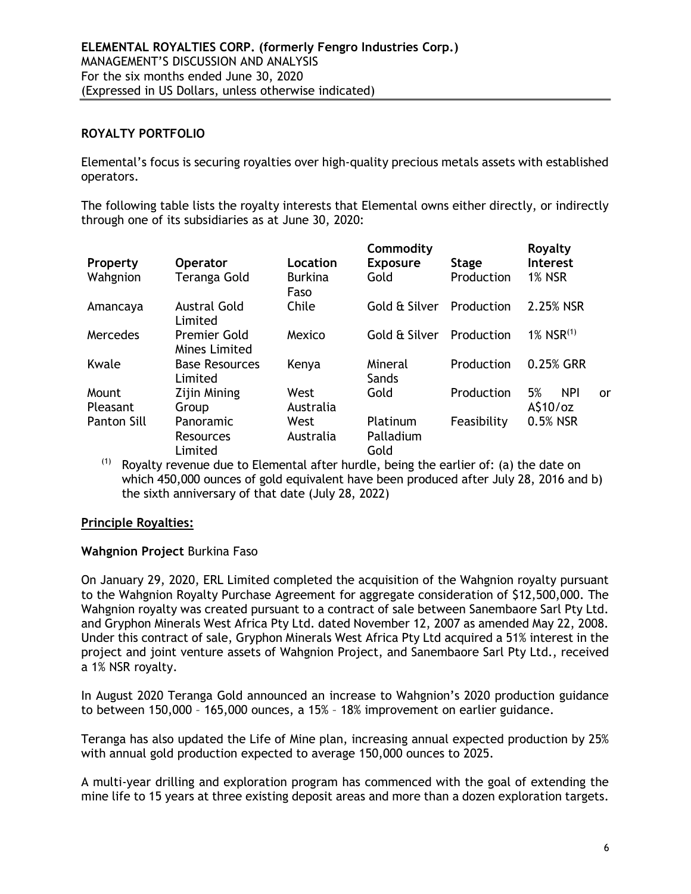## ROYALTY PORTFOLIO

Elemental's focus is securing royalties over high-quality precious metals assets with established operators.

The following table lists the royalty interests that Elemental owns either directly, or indirectly through one of its subsidiaries as at June 30, 2020:

| Property | Operator | Location | Commodity Exposure | Stage | Royalty Interest |
|---|---|---|---|---|---|
| Wahgnion | Teranga Gold | Burkina Faso | Gold | Production | 1% NSR |
| Amancaya | Austral Gold Limited | Chile | Gold & Silver | Production | 2.25% NSR |
| Mercedes | Premier Gold Mines Limited | Mexico | Gold & Silver | Production | 1% NSR(1) |
| Kwale | Base Resources Limited | Kenya | Mineral Sands | Production | 0.25% GRR |
| Mount Pleasant | Zijin Mining Group | West Australia | Gold | Production | 5% NPI or A$10/oz |
| Panton Sill | Panoramic Resources Limited | West Australia | Platinum Palladium Gold | Feasibility | 0.5% NSR |

(1) Royalty revenue due to Elemental after hurdle, being the earlier of: (a) the date on which 450,000 ounces of gold equivalent have been produced after July 28, 2016 and b) the sixth anniversary of that date (July 28, 2022)

### Principle Royalties:

**Wahgnion Project** Burkina Faso

On January 29, 2020, ERL Limited completed the acquisition of the Wahgnion royalty pursuant to the Wahgnion Royalty Purchase Agreement for aggregate consideration of $12,500,000. The Wahgnion royalty was created pursuant to a contract of sale between Sanembaore Sarl Pty Ltd. and Gryphon Minerals West Africa Pty Ltd. dated November 12, 2007 as amended May 22, 2008. Under this contract of sale, Gryphon Minerals West Africa Pty Ltd acquired a 51% interest in the project and joint venture assets of Wahgnion Project, and Sanembaore Sarl Pty Ltd., received a 1% NSR royalty.

In August 2020 Teranga Gold announced an increase to Wahgnion's 2020 production guidance to between 150,000 – 165,000 ounces, a 15% – 18% improvement on earlier guidance.

Teranga has also updated the Life of Mine plan, increasing annual expected production by 25% with annual gold production expected to average 150,000 ounces to 2025.

A multi-year drilling and exploration program has commenced with the goal of extending the mine life to 15 years at three existing deposit areas and more than a dozen exploration targets.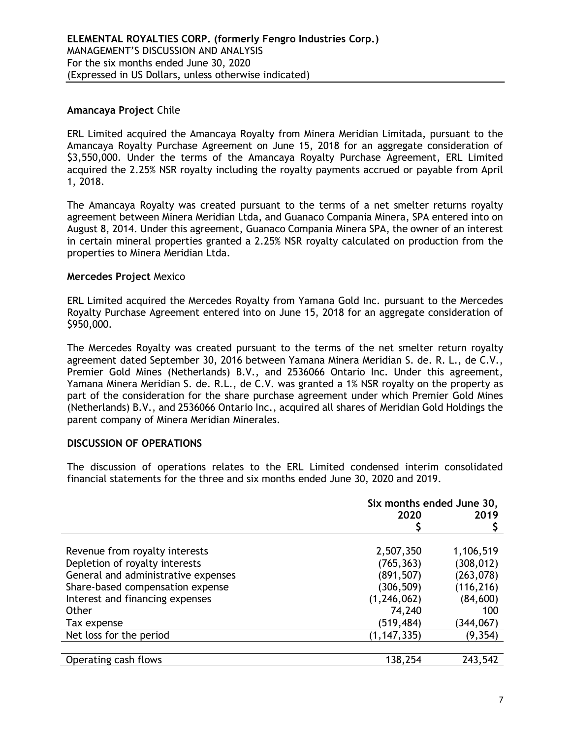**Amancaya Project** Chile

ERL Limited acquired the Amancaya Royalty from Minera Meridian Limitada, pursuant to the Amancaya Royalty Purchase Agreement on June 15, 2018 for an aggregate consideration of $3,550,000. Under the terms of the Amancaya Royalty Purchase Agreement, ERL Limited acquired the 2.25% NSR royalty including the royalty payments accrued or payable from April 1, 2018.

The Amancaya Royalty was created pursuant to the terms of a net smelter returns royalty agreement between Minera Meridian Ltda, and Guanaco Compania Minera, SPA entered into on August 8, 2014. Under this agreement, Guanaco Compania Minera SPA, the owner of an interest in certain mineral properties granted a 2.25% NSR royalty calculated on production from the properties to Minera Meridian Ltda.

**Mercedes Project** Mexico

ERL Limited acquired the Mercedes Royalty from Yamana Gold Inc. pursuant to the Mercedes Royalty Purchase Agreement entered into on June 15, 2018 for an aggregate consideration of $950,000.

The Mercedes Royalty was created pursuant to the terms of the net smelter return royalty agreement dated September 30, 2016 between Yamana Minera Meridian S. de. R. L., de C.V., Premier Gold Mines (Netherlands) B.V., and 2536066 Ontario Inc. Under this agreement, Yamana Minera Meridian S. de. R.L., de C.V. was granted a 1% NSR royalty on the property as part of the consideration for the share purchase agreement under which Premier Gold Mines (Netherlands) B.V., and 2536066 Ontario Inc., acquired all shares of Meridian Gold Holdings the parent company of Minera Meridian Minerales.

## DISCUSSION OF OPERATIONS

The discussion of operations relates to the ERL Limited condensed interim consolidated financial statements for the three and six months ended June 30, 2020 and 2019.

| | Six months ended June 30, | |
|---|---|---|
| | 2020<br>$ | 2019<br>$ |
| Revenue from royalty interests | 2,507,350 | 1,106,519 |
| Depletion of royalty interests | (765,363) | (308,012) |
| General and administrative expenses | (891,507) | (263,078) |
| Share-based compensation expense | (306,509) | (116,216) |
| Interest and financing expenses | (1,246,062) | (84,600) |
| Other | 74,240 | 100 |
| Tax expense | (519,484) | (344,067) |
| Net loss for the period | (1,147,335) | (9,354) |
| | | |
| Operating cash flows | 138,254 | 243,542 |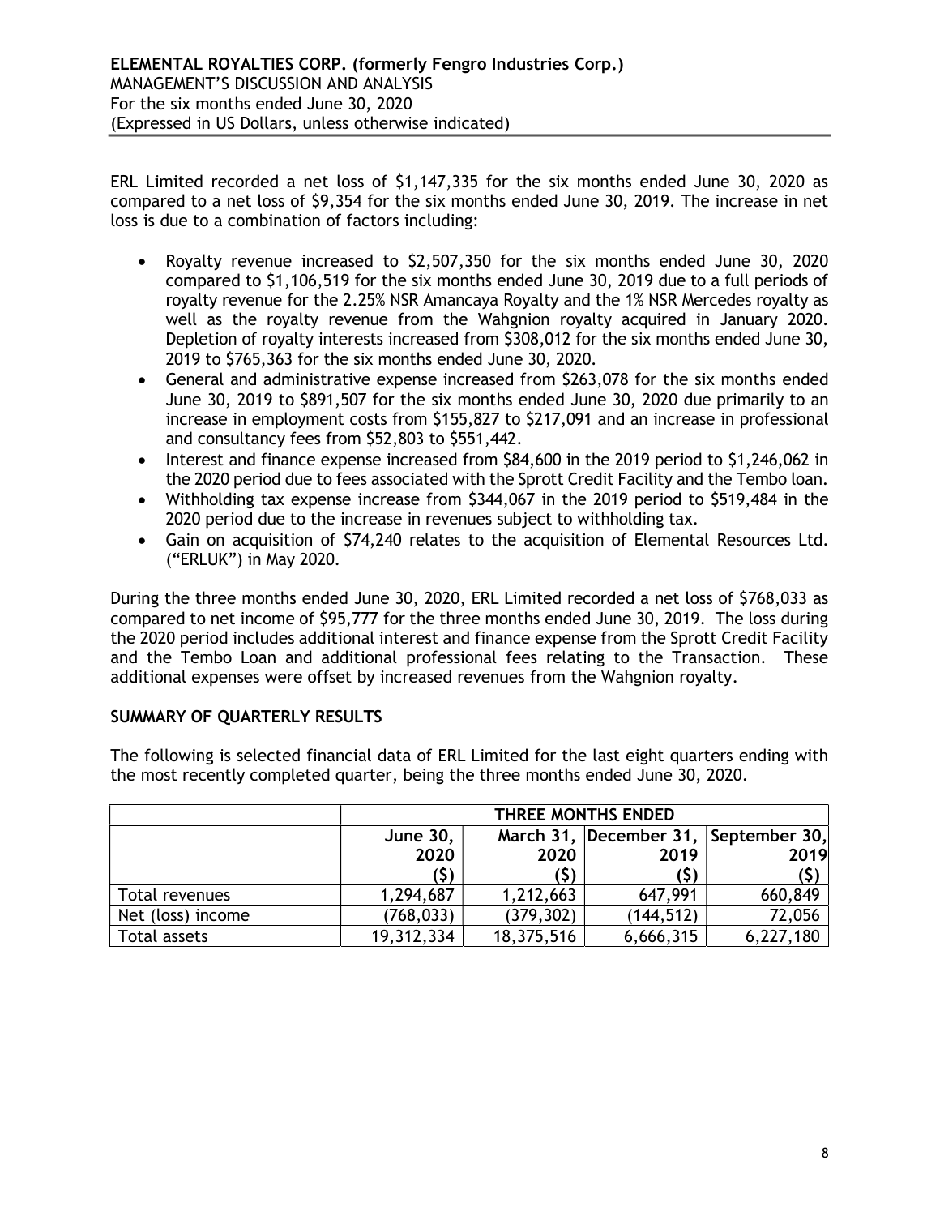ERL Limited recorded a net loss of $1,147,335 for the six months ended June 30, 2020 as compared to a net loss of $9,354 for the six months ended June 30, 2019. The increase in net loss is due to a combination of factors including:

- Royalty revenue increased to $2,507,350 for the six months ended June 30, 2020 compared to $1,106,519 for the six months ended June 30, 2019 due to a full periods of royalty revenue for the 2.25% NSR Amancaya Royalty and the 1% NSR Mercedes royalty as well as the royalty revenue from the Wahgnion royalty acquired in January 2020. Depletion of royalty interests increased from $308,012 for the six months ended June 30, 2019 to $765,363 for the six months ended June 30, 2020.
- General and administrative expense increased from $263,078 for the six months ended June 30, 2019 to $891,507 for the six months ended June 30, 2020 due primarily to an increase in employment costs from $155,827 to $217,091 and an increase in professional and consultancy fees from $52,803 to $551,442.
- Interest and finance expense increased from $84,600 in the 2019 period to $1,246,062 in the 2020 period due to fees associated with the Sprott Credit Facility and the Tembo loan.
- Withholding tax expense increase from $344,067 in the 2019 period to $519,484 in the 2020 period due to the increase in revenues subject to withholding tax.
- Gain on acquisition of $74,240 relates to the acquisition of Elemental Resources Ltd. ("ERLUK") in May 2020.

During the three months ended June 30, 2020, ERL Limited recorded a net loss of $768,033 as compared to net income of $95,777 for the three months ended June 30, 2019. The loss during the 2020 period includes additional interest and finance expense from the Sprott Credit Facility and the Tembo Loan and additional professional fees relating to the Transaction. These additional expenses were offset by increased revenues from the Wahgnion royalty.

## SUMMARY OF QUARTERLY RESULTS

The following is selected financial data of ERL Limited for the last eight quarters ending with the most recently completed quarter, being the three months ended June 30, 2020.

| | THREE MONTHS ENDED | | | |
|---|---|---|---|---|
| | June 30, 2020 ($) | March 31, 2020 ($) | December 31, 2019 ($) | September 30, 2019 ($) |
| Total revenues | 1,294,687 | 1,212,663 | 647,991 | 660,849 |
| Net (loss) income | (768,033) | (379,302) | (144,512) | 72,056 |
| Total assets | 19,312,334 | 18,375,516 | 6,666,315 | 6,227,180 |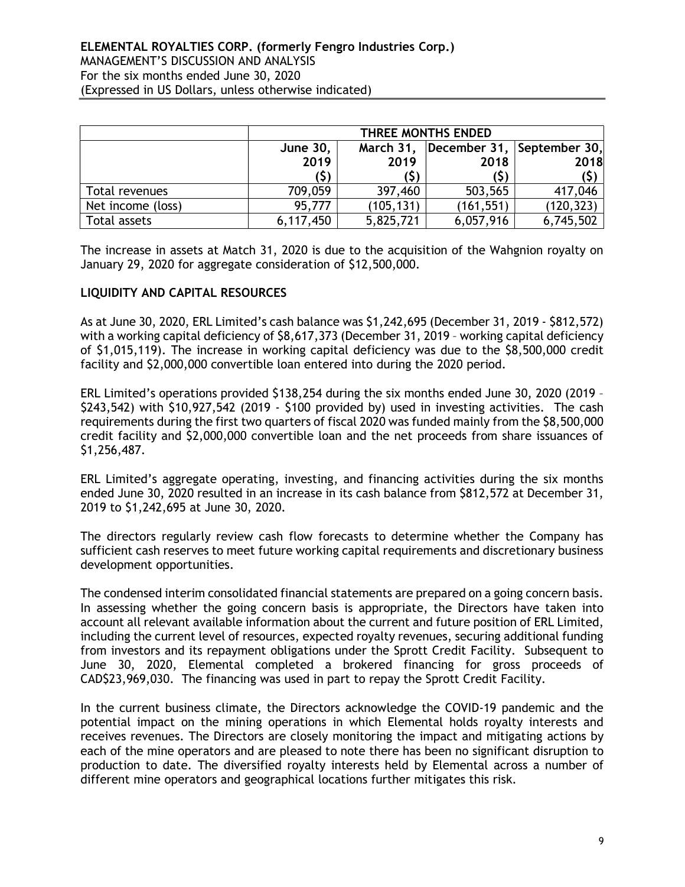| | THREE MONTHS ENDED | | | |
|---|---|---|---|---|
| | June 30, 2019 ($) | March 31, 2019 ($) | December 31, 2018 ($) | September 30, 2018 ($) |
| Total revenues | 709,059 | 397,460 | 503,565 | 417,046 |
| Net income (loss) | 95,777 | (105,131) | (161,551) | (120,323) |
| Total assets | 6,117,450 | 5,825,721 | 6,057,916 | 6,745,502 |

The increase in assets at Match 31, 2020 is due to the acquisition of the Wahgnion royalty on January 29, 2020 for aggregate consideration of $12,500,000.

## LIQUIDITY AND CAPITAL RESOURCES

As at June 30, 2020, ERL Limited's cash balance was $1,242,695 (December 31, 2019 - $812,572) with a working capital deficiency of $8,617,373 (December 31, 2019 – working capital deficiency of $1,015,119). The increase in working capital deficiency was due to the $8,500,000 credit facility and $2,000,000 convertible loan entered into during the 2020 period.

ERL Limited's operations provided $138,254 during the six months ended June 30, 2020 (2019 – $243,542) with $10,927,542 (2019 - $100 provided by) used in investing activities. The cash requirements during the first two quarters of fiscal 2020 was funded mainly from the $8,500,000 credit facility and $2,000,000 convertible loan and the net proceeds from share issuances of $1,256,487.

ERL Limited's aggregate operating, investing, and financing activities during the six months ended June 30, 2020 resulted in an increase in its cash balance from $812,572 at December 31, 2019 to $1,242,695 at June 30, 2020.

The directors regularly review cash flow forecasts to determine whether the Company has sufficient cash reserves to meet future working capital requirements and discretionary business development opportunities.

The condensed interim consolidated financial statements are prepared on a going concern basis. In assessing whether the going concern basis is appropriate, the Directors have taken into account all relevant available information about the current and future position of ERL Limited, including the current level of resources, expected royalty revenues, securing additional funding from investors and its repayment obligations under the Sprott Credit Facility. Subsequent to June 30, 2020, Elemental completed a brokered financing for gross proceeds of CAD$23,969,030. The financing was used in part to repay the Sprott Credit Facility.

In the current business climate, the Directors acknowledge the COVID-19 pandemic and the potential impact on the mining operations in which Elemental holds royalty interests and receives revenues. The Directors are closely monitoring the impact and mitigating actions by each of the mine operators and are pleased to note there has been no significant disruption to production to date. The diversified royalty interests held by Elemental across a number of different mine operators and geographical locations further mitigates this risk.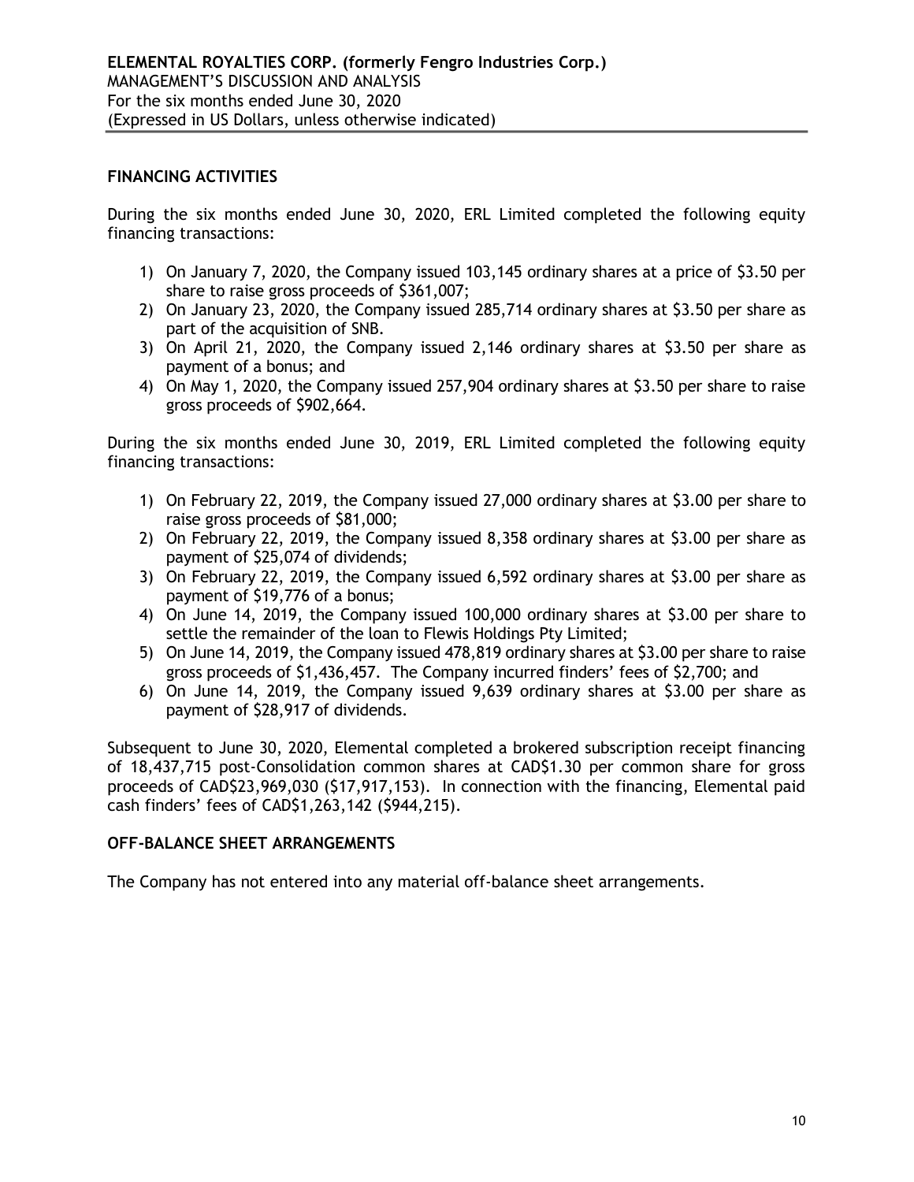## FINANCING ACTIVITIES

During the six months ended June 30, 2020, ERL Limited completed the following equity financing transactions:

1) On January 7, 2020, the Company issued 103,145 ordinary shares at a price of $3.50 per share to raise gross proceeds of $361,007;
2) On January 23, 2020, the Company issued 285,714 ordinary shares at $3.50 per share as part of the acquisition of SNB.
3) On April 21, 2020, the Company issued 2,146 ordinary shares at $3.50 per share as payment of a bonus; and
4) On May 1, 2020, the Company issued 257,904 ordinary shares at $3.50 per share to raise gross proceeds of $902,664.

During the six months ended June 30, 2019, ERL Limited completed the following equity financing transactions:

1) On February 22, 2019, the Company issued 27,000 ordinary shares at $3.00 per share to raise gross proceeds of $81,000;
2) On February 22, 2019, the Company issued 8,358 ordinary shares at $3.00 per share as payment of $25,074 of dividends;
3) On February 22, 2019, the Company issued 6,592 ordinary shares at $3.00 per share as payment of $19,776 of a bonus;
4) On June 14, 2019, the Company issued 100,000 ordinary shares at $3.00 per share to settle the remainder of the loan to Flewis Holdings Pty Limited;
5) On June 14, 2019, the Company issued 478,819 ordinary shares at $3.00 per share to raise gross proceeds of $1,436,457. The Company incurred finders' fees of $2,700; and
6) On June 14, 2019, the Company issued 9,639 ordinary shares at $3.00 per share as payment of $28,917 of dividends.

Subsequent to June 30, 2020, Elemental completed a brokered subscription receipt financing of 18,437,715 post-Consolidation common shares at CAD$1.30 per common share for gross proceeds of CAD$23,969,030 ($17,917,153). In connection with the financing, Elemental paid cash finders' fees of CAD$1,263,142 ($944,215).

## OFF-BALANCE SHEET ARRANGEMENTS

The Company has not entered into any material off-balance sheet arrangements.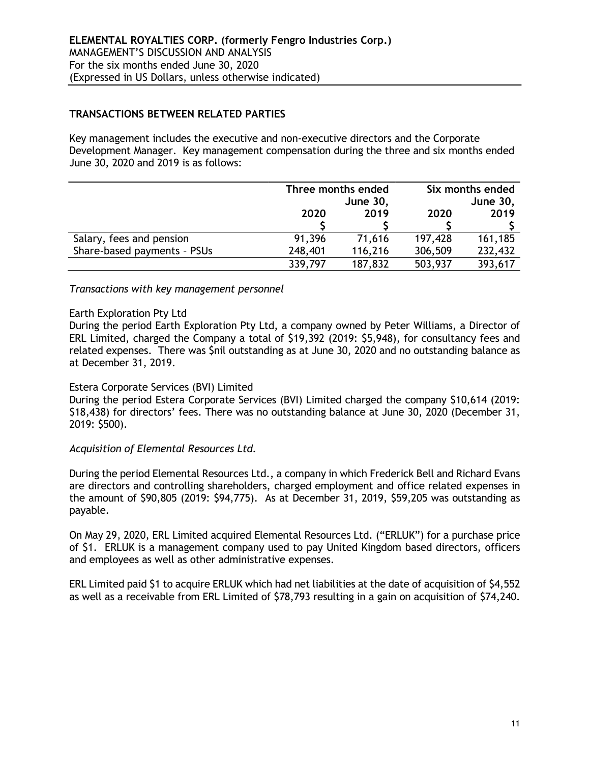## TRANSACTIONS BETWEEN RELATED PARTIES

Key management includes the executive and non-executive directors and the Corporate Development Manager. Key management compensation during the three and six months ended June 30, 2020 and 2019 is as follows:

| | Three months ended June 30, | | Six months ended June 30, | |
|---|---|---|---|---|
| | 2020 | 2019 | 2020 | 2019 |
| | $ | $ | $ | $ |
| Salary, fees and pension | 91,396 | 71,616 | 197,428 | 161,185 |
| Share-based payments – PSUs | 248,401 | 116,216 | 306,509 | 232,432 |
| | 339,797 | 187,832 | 503,937 | 393,617 |

*Transactions with key management personnel*

Earth Exploration Pty Ltd

During the period Earth Exploration Pty Ltd, a company owned by Peter Williams, a Director of ERL Limited, charged the Company a total of $19,392 (2019: $5,948), for consultancy fees and related expenses. There was $nil outstanding as at June 30, 2020 and no outstanding balance as at December 31, 2019.

Estera Corporate Services (BVI) Limited

During the period Estera Corporate Services (BVI) Limited charged the company $10,614 (2019: $18,438) for directors' fees. There was no outstanding balance at June 30, 2020 (December 31, 2019: $500).

*Acquisition of Elemental Resources Ltd.*

During the period Elemental Resources Ltd., a company in which Frederick Bell and Richard Evans are directors and controlling shareholders, charged employment and office related expenses in the amount of $90,805 (2019: $94,775). As at December 31, 2019, $59,205 was outstanding as payable.

On May 29, 2020, ERL Limited acquired Elemental Resources Ltd. ("ERLUK") for a purchase price of $1. ERLUK is a management company used to pay United Kingdom based directors, officers and employees as well as other administrative expenses.

ERL Limited paid $1 to acquire ERLUK which had net liabilities at the date of acquisition of $4,552 as well as a receivable from ERL Limited of $78,793 resulting in a gain on acquisition of $74,240.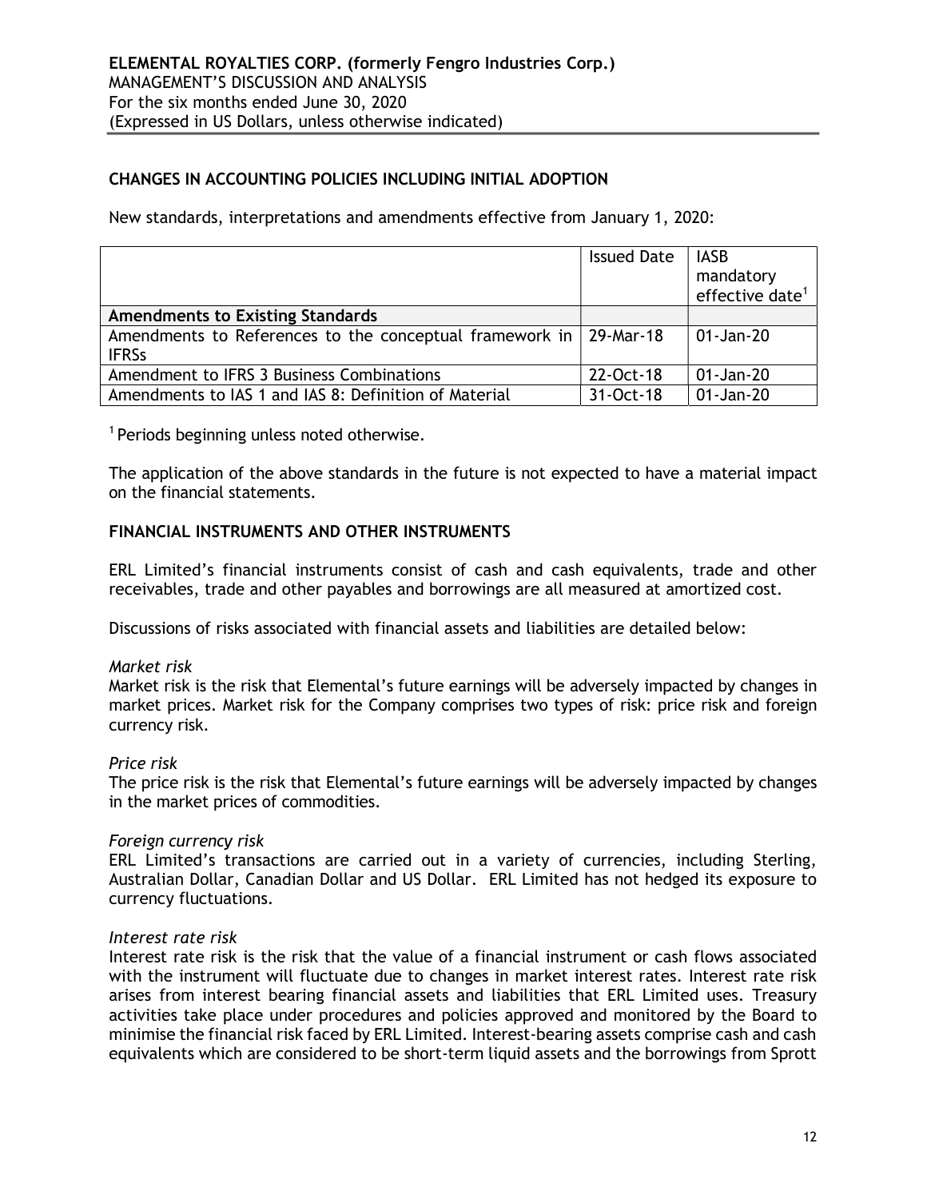## CHANGES IN ACCOUNTING POLICIES INCLUDING INITIAL ADOPTION

New standards, interpretations and amendments effective from January 1, 2020:

| | Issued Date | IASB mandatory effective date[1] |
|---|---|---|
| **Amendments to Existing Standards** | | |
| Amendments to References to the conceptual framework in IFRSs | 29-Mar-18 | 01-Jan-20 |
| Amendment to IFRS 3 Business Combinations | 22-Oct-18 | 01-Jan-20 |
| Amendments to IAS 1 and IAS 8: Definition of Material | 31-Oct-18 | 01-Jan-20 |

[1] Periods beginning unless noted otherwise.

The application of the above standards in the future is not expected to have a material impact on the financial statements.

## FINANCIAL INSTRUMENTS AND OTHER INSTRUMENTS

ERL Limited's financial instruments consist of cash and cash equivalents, trade and other receivables, trade and other payables and borrowings are all measured at amortized cost.

Discussions of risks associated with financial assets and liabilities are detailed below:

*Market risk*
Market risk is the risk that Elemental's future earnings will be adversely impacted by changes in market prices. Market risk for the Company comprises two types of risk: price risk and foreign currency risk.

*Price risk*
The price risk is the risk that Elemental's future earnings will be adversely impacted by changes in the market prices of commodities.

*Foreign currency risk*
ERL Limited's transactions are carried out in a variety of currencies, including Sterling, Australian Dollar, Canadian Dollar and US Dollar. ERL Limited has not hedged its exposure to currency fluctuations.

*Interest rate risk*
Interest rate risk is the risk that the value of a financial instrument or cash flows associated with the instrument will fluctuate due to changes in market interest rates. Interest rate risk arises from interest bearing financial assets and liabilities that ERL Limited uses. Treasury activities take place under procedures and policies approved and monitored by the Board to minimise the financial risk faced by ERL Limited. Interest-bearing assets comprise cash and cash equivalents which are considered to be short-term liquid assets and the borrowings from Sprott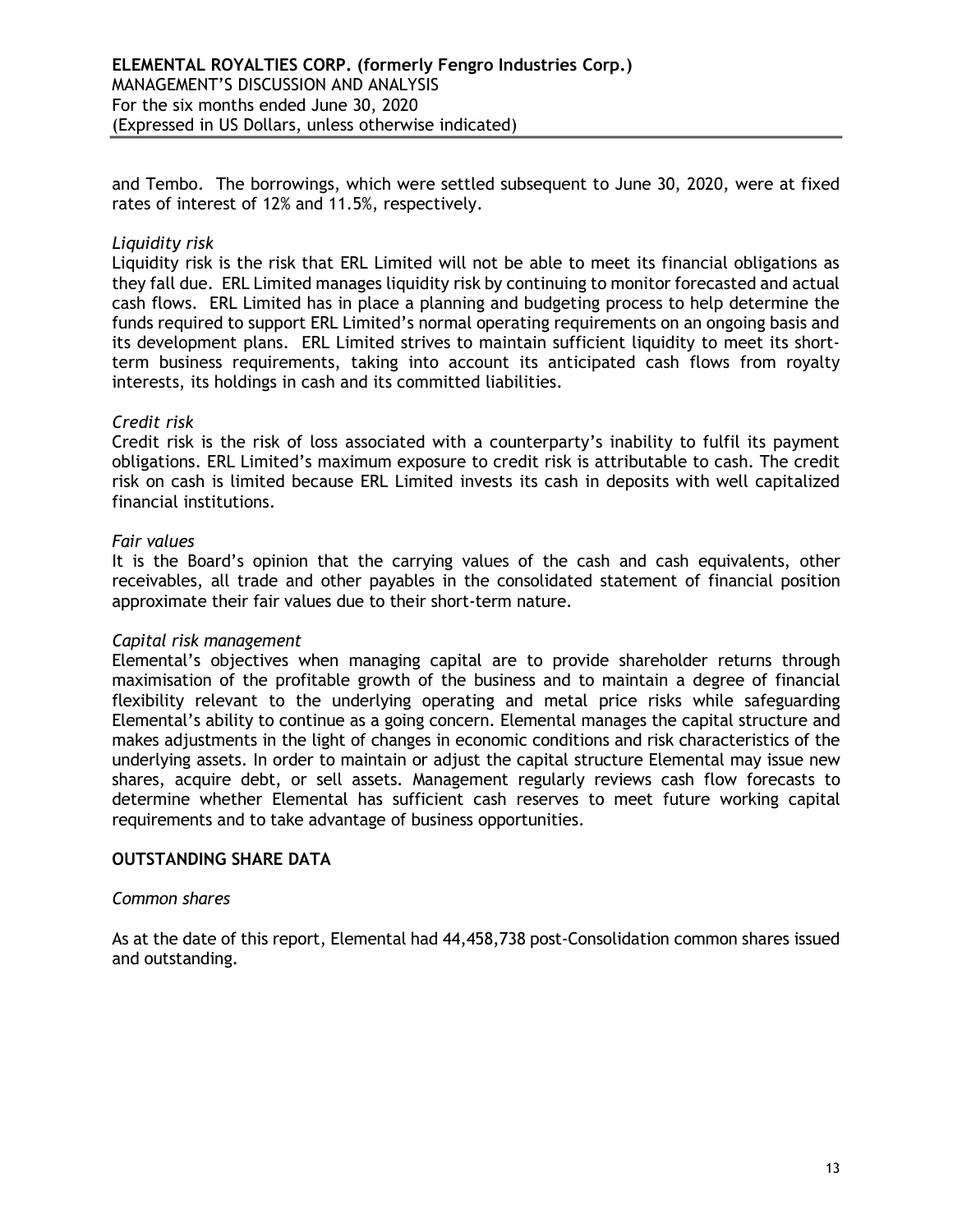and Tembo. The borrowings, which were settled subsequent to June 30, 2020, were at fixed rates of interest of 12% and 11.5%, respectively.

*Liquidity risk*

Liquidity risk is the risk that ERL Limited will not be able to meet its financial obligations as they fall due. ERL Limited manages liquidity risk by continuing to monitor forecasted and actual cash flows. ERL Limited has in place a planning and budgeting process to help determine the funds required to support ERL Limited's normal operating requirements on an ongoing basis and its development plans. ERL Limited strives to maintain sufficient liquidity to meet its short-term business requirements, taking into account its anticipated cash flows from royalty interests, its holdings in cash and its committed liabilities.

*Credit risk*

Credit risk is the risk of loss associated with a counterparty's inability to fulfil its payment obligations. ERL Limited's maximum exposure to credit risk is attributable to cash. The credit risk on cash is limited because ERL Limited invests its cash in deposits with well capitalized financial institutions.

*Fair values*

It is the Board's opinion that the carrying values of the cash and cash equivalents, other receivables, all trade and other payables in the consolidated statement of financial position approximate their fair values due to their short-term nature.

*Capital risk management*

Elemental's objectives when managing capital are to provide shareholder returns through maximisation of the profitable growth of the business and to maintain a degree of financial flexibility relevant to the underlying operating and metal price risks while safeguarding Elemental's ability to continue as a going concern. Elemental manages the capital structure and makes adjustments in the light of changes in economic conditions and risk characteristics of the underlying assets. In order to maintain or adjust the capital structure Elemental may issue new shares, acquire debt, or sell assets. Management regularly reviews cash flow forecasts to determine whether Elemental has sufficient cash reserves to meet future working capital requirements and to take advantage of business opportunities.

## OUTSTANDING SHARE DATA

*Common shares*

As at the date of this report, Elemental had 44,458,738 post-Consolidation common shares issued and outstanding.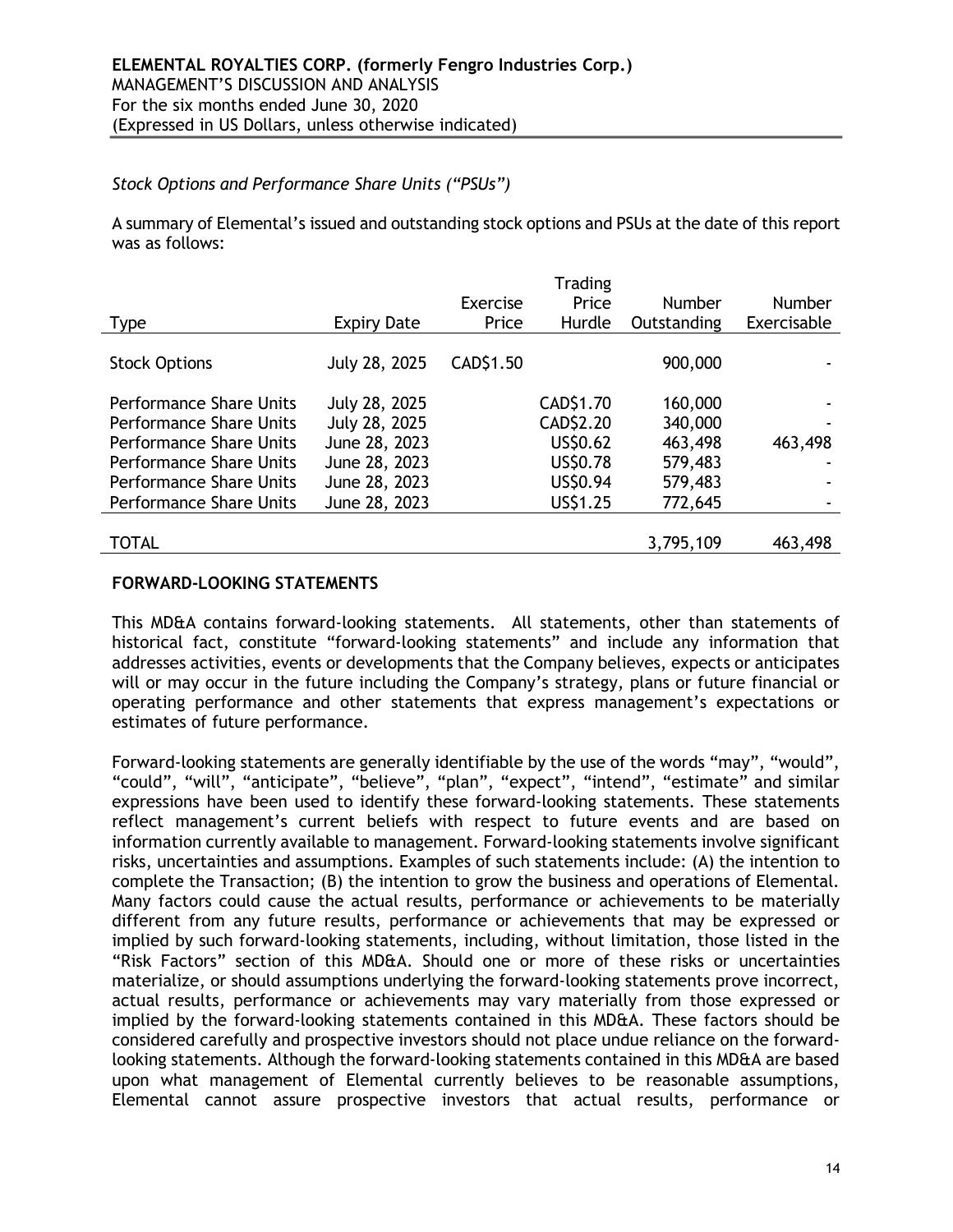*Stock Options and Performance Share Units ("PSUs")*

A summary of Elemental's issued and outstanding stock options and PSUs at the date of this report was as follows:

| Type | Expiry Date | Exercise Price | Trading Price Hurdle | Number Outstanding | Number Exercisable |
|---|---|---|---|---|---|
| Stock Options | July 28, 2025 | CAD$1.50 | | 900,000 | - |
| Performance Share Units | July 28, 2025 | | CAD$1.70 | 160,000 | - |
| Performance Share Units | July 28, 2025 | | CAD$2.20 | 340,000 | - |
| Performance Share Units | June 28, 2023 | | US$0.62 | 463,498 | 463,498 |
| Performance Share Units | June 28, 2023 | | US$0.78 | 579,483 | - |
| Performance Share Units | June 28, 2023 | | US$0.94 | 579,483 | - |
| Performance Share Units | June 28, 2023 | | US$1.25 | 772,645 | - |
| TOTAL | | | | 3,795,109 | 463,498 |

## FORWARD-LOOKING STATEMENTS

This MD&A contains forward-looking statements. All statements, other than statements of historical fact, constitute "forward-looking statements" and include any information that addresses activities, events or developments that the Company believes, expects or anticipates will or may occur in the future including the Company's strategy, plans or future financial or operating performance and other statements that express management's expectations or estimates of future performance.

Forward-looking statements are generally identifiable by the use of the words "may", "would", "could", "will", "anticipate", "believe", "plan", "expect", "intend", "estimate" and similar expressions have been used to identify these forward-looking statements. These statements reflect management's current beliefs with respect to future events and are based on information currently available to management. Forward-looking statements involve significant risks, uncertainties and assumptions. Examples of such statements include: (A) the intention to complete the Transaction; (B) the intention to grow the business and operations of Elemental. Many factors could cause the actual results, performance or achievements to be materially different from any future results, performance or achievements that may be expressed or implied by such forward-looking statements, including, without limitation, those listed in the "Risk Factors" section of this MD&A. Should one or more of these risks or uncertainties materialize, or should assumptions underlying the forward-looking statements prove incorrect, actual results, performance or achievements may vary materially from those expressed or implied by the forward-looking statements contained in this MD&A. These factors should be considered carefully and prospective investors should not place undue reliance on the forward-looking statements. Although the forward-looking statements contained in this MD&A are based upon what management of Elemental currently believes to be reasonable assumptions, Elemental cannot assure prospective investors that actual results, performance or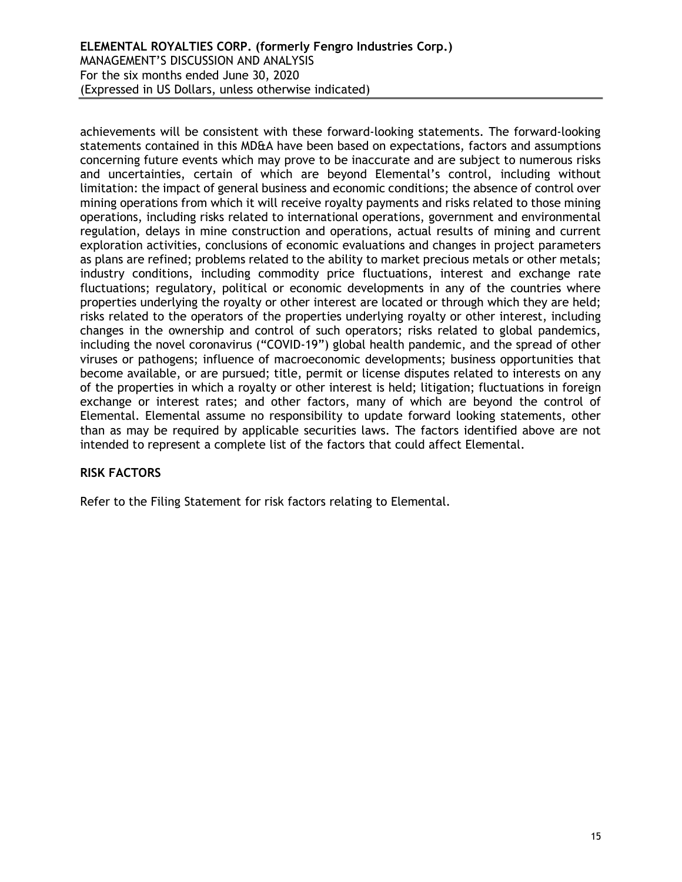achievements will be consistent with these forward-looking statements. The forward-looking statements contained in this MD&A have been based on expectations, factors and assumptions concerning future events which may prove to be inaccurate and are subject to numerous risks and uncertainties, certain of which are beyond Elemental's control, including without limitation: the impact of general business and economic conditions; the absence of control over mining operations from which it will receive royalty payments and risks related to those mining operations, including risks related to international operations, government and environmental regulation, delays in mine construction and operations, actual results of mining and current exploration activities, conclusions of economic evaluations and changes in project parameters as plans are refined; problems related to the ability to market precious metals or other metals; industry conditions, including commodity price fluctuations, interest and exchange rate fluctuations; regulatory, political or economic developments in any of the countries where properties underlying the royalty or other interest are located or through which they are held; risks related to the operators of the properties underlying royalty or other interest, including changes in the ownership and control of such operators; risks related to global pandemics, including the novel coronavirus ("COVID-19") global health pandemic, and the spread of other viruses or pathogens; influence of macroeconomic developments; business opportunities that become available, or are pursued; title, permit or license disputes related to interests on any of the properties in which a royalty or other interest is held; litigation; fluctuations in foreign exchange or interest rates; and other factors, many of which are beyond the control of Elemental. Elemental assume no responsibility to update forward looking statements, other than as may be required by applicable securities laws. The factors identified above are not intended to represent a complete list of the factors that could affect Elemental.

## RISK FACTORS

Refer to the Filing Statement for risk factors relating to Elemental.